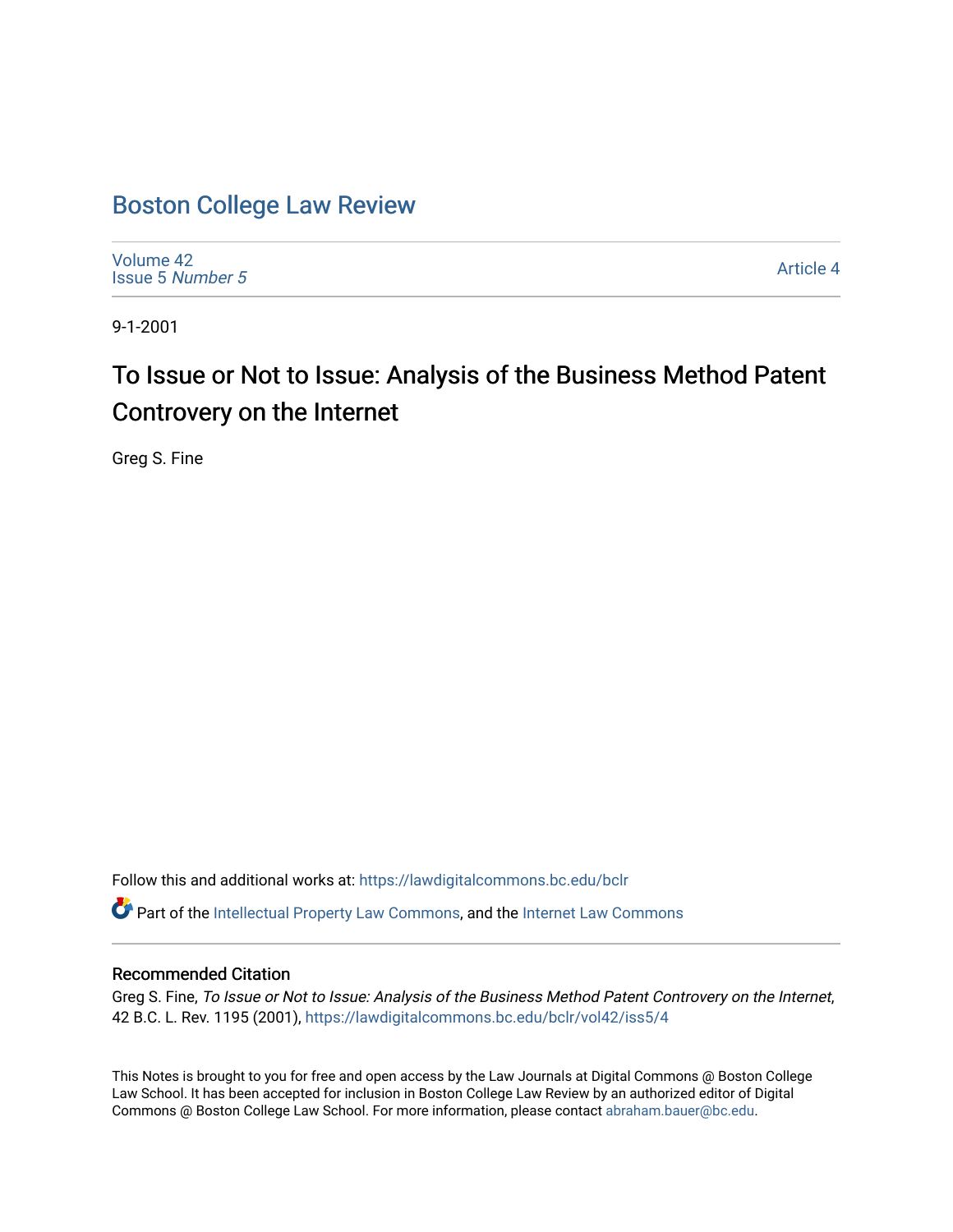# Boston College Law Review

Volume 42
Issue 5 *Number 5*

Article 4

9-1-2001

## To Issue or Not to Issue: Analysis of the Business Method Patent Controvery on the Internet

Greg S. Fine

Follow this and additional works at: https://lawdigitalcommons.bc.edu/bclr

Part of the Intellectual Property Law Commons, and the Internet Law Commons

### Recommended Citation

Greg S. Fine, *To Issue or Not to Issue: Analysis of the Business Method Patent Controvery on the Internet*, 42 B.C. L. Rev. 1195 (2001), https://lawdigitalcommons.bc.edu/bclr/vol42/iss5/4

This Notes is brought to you for free and open access by the Law Journals at Digital Commons @ Boston College Law School. It has been accepted for inclusion in Boston College Law Review by an authorized editor of Digital Commons @ Boston College Law School. For more information, please contact abraham.bauer@bc.edu.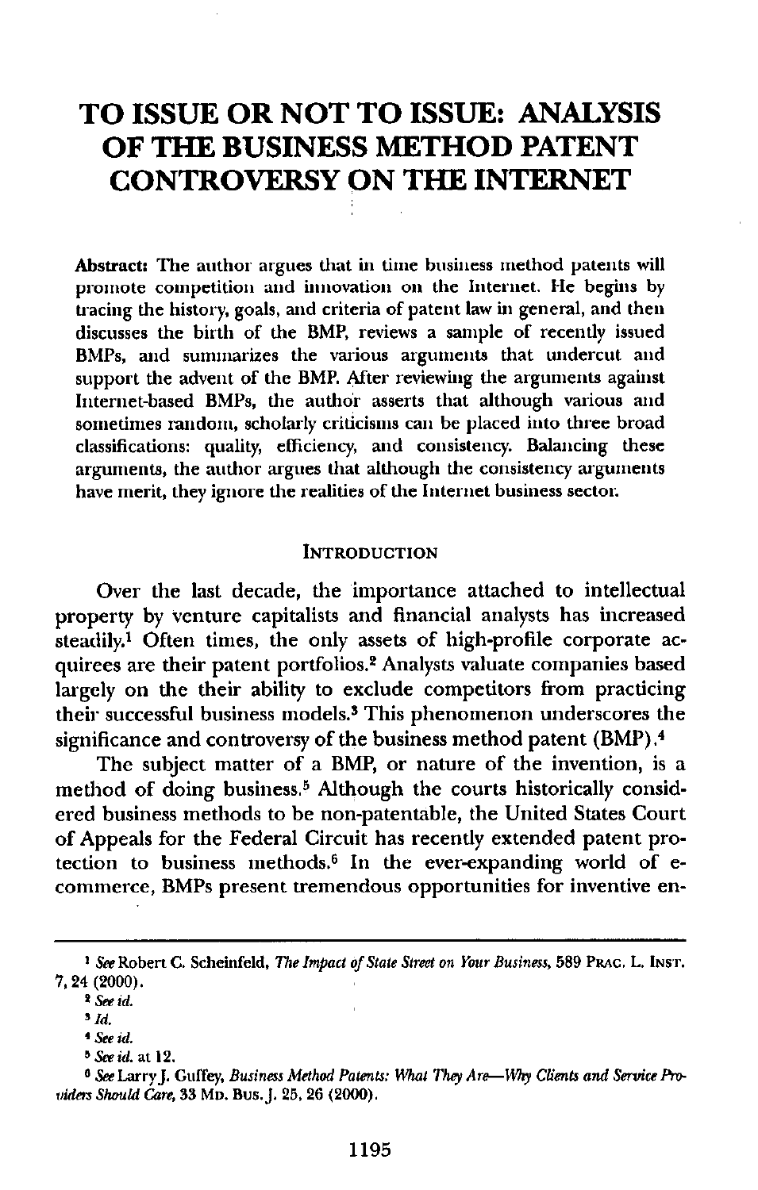# TO ISSUE OR NOT TO ISSUE: ANALYSIS OF THE BUSINESS METHOD PATENT CONTROVERSY ON THE INTERNET

**Abstract:** The author argues that in time business method patents will promote competition and innovation on the Internet. He begins by tracing the history, goals, and criteria of patent law in general, and then discusses the birth of the BMP, reviews a sample of recently issued BMPs, and summarizes the various arguments that undercut and support the advent of the BMP. After reviewing the arguments against Internet-based BMPs, the author asserts that although various and sometimes random, scholarly criticisms can be placed into three broad classifications: quality, efficiency, and consistency. Balancing these arguments, the author argues that although the consistency arguments have merit, they ignore the realities of the Internet business sector.

## INTRODUCTION

Over the last decade, the importance attached to intellectual property by venture capitalists and financial analysts has increased steadily.[1] Often times, the only assets of high-profile corporate acquirees are their patent portfolios.[2] Analysts valuate companies based largely on the their ability to exclude competitors from practicing their successful business models.[3] This phenomenon underscores the significance and controversy of the business method patent (BMP).[4]

The subject matter of a BMP, or nature of the invention, is a method of doing business.[5] Although the courts historically considered business methods to be non-patentable, the United States Court of Appeals for the Federal Circuit has recently extended patent protection to business methods.[6] In the ever-expanding world of e-commerce, BMPs present tremendous opportunities for inventive en-

---

[1] *See* Robert C. Scheinfeld, *The Impact of State Street on Your Business*, 589 PRAC. L. INST. 7, 24 (2000).

[2] *See id.*

[3] *Id.*

[4] *See id.*

[5] *See id.* at 12.

[6] *See* Larry J. Guffey, *Business Method Patents: What They Are—Why Clients and Service Providers Should Care*, 33 MD. BUS. J. 25, 26 (2000).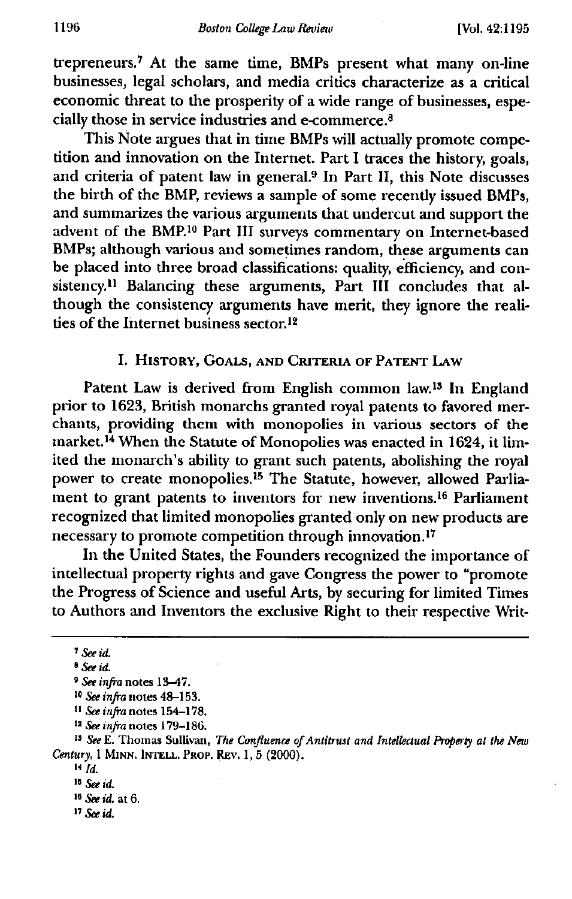trepreneurs.[7] At the same time, BMPs present what many on-line businesses, legal scholars, and media critics characterize as a critical economic threat to the prosperity of a wide range of businesses, especially those in service industries and e-commerce.[8]

This Note argues that in time BMPs will actually promote competition and innovation on the Internet. Part I traces the history, goals, and criteria of patent law in general.[9] In Part II, this Note discusses the birth of the BMP, reviews a sample of some recently issued BMPs, and summarizes the various arguments that undercut and support the advent of the BMP.[10] Part III surveys commentary on Internet-based BMPs; although various and sometimes random, these arguments can be placed into three broad classifications: quality, efficiency, and consistency.[11] Balancing these arguments, Part III concludes that although the consistency arguments have merit, they ignore the realities of the Internet business sector.[12]

## I. History, Goals, and Criteria of Patent Law

Patent Law is derived from English common law.[13] In England prior to 1623, British monarchs granted royal patents to favored merchants, providing them with monopolies in various sectors of the market.[14] When the Statute of Monopolies was enacted in 1624, it limited the monarch's ability to grant such patents, abolishing the royal power to create monopolies.[15] The Statute, however, allowed Parliament to grant patents to inventors for new inventions.[16] Parliament recognized that limited monopolies granted only on new products are necessary to promote competition through innovation.[17]

In the United States, the Founders recognized the importance of intellectual property rights and gave Congress the power to "promote the Progress of Science and useful Arts, by securing for limited Times to Authors and Inventors the exclusive Right to their respective Writ-

---

[7] *See id.*

[8] *See id.*

[9] *See infra* notes 13–47.

[10] *See infra* notes 48–153.

[11] *See infra* notes 154–178.

[12] *See infra* notes 179–186.

[13] *See* E. Thomas Sullivan, *The Confluence of Antitrust and Intellectual Property at the New Century*, 1 Minn. Intell. Prop. Rev. 1, 5 (2000).

[14] *Id.*

[15] *See id.*

[16] *See id.* at 6.

[17] *See id.*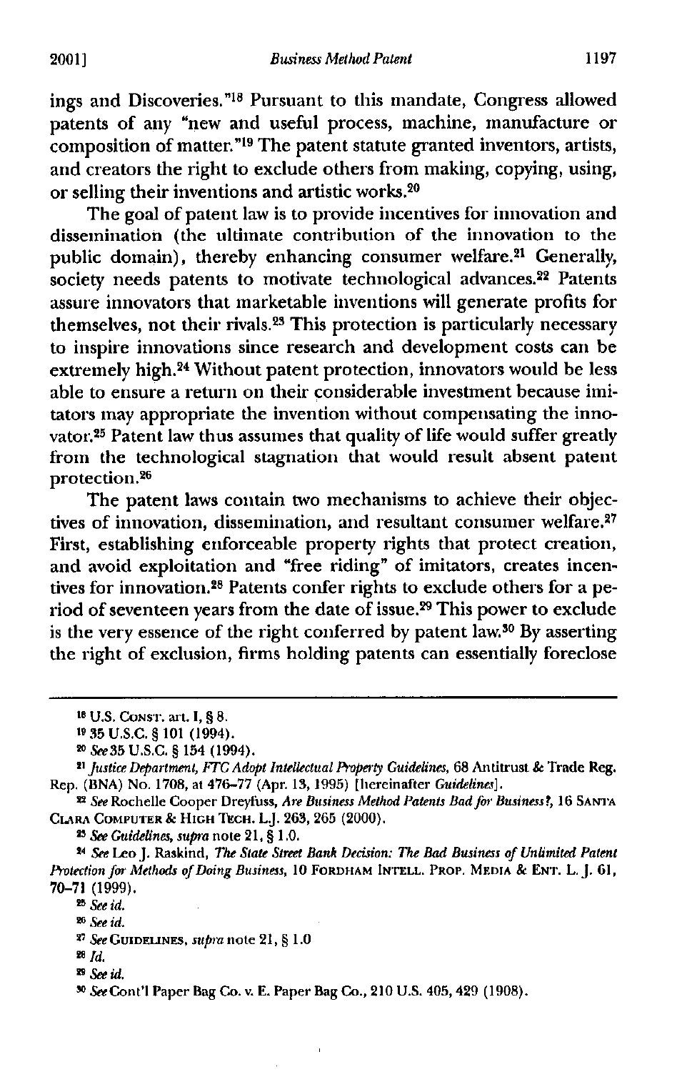ings and Discoveries."[18] Pursuant to this mandate, Congress allowed patents of any "new and useful process, machine, manufacture or composition of matter."[19] The patent statute granted inventors, artists, and creators the right to exclude others from making, copying, using, or selling their inventions and artistic works.[20]

The goal of patent law is to provide incentives for innovation and dissemination (the ultimate contribution of the innovation to the public domain), thereby enhancing consumer welfare.[21] Generally, society needs patents to motivate technological advances.[22] Patents assure innovators that marketable inventions will generate profits for themselves, not their rivals.[23] This protection is particularly necessary to inspire innovations since research and development costs can be extremely high.[24] Without patent protection, innovators would be less able to ensure a return on their considerable investment because imitators may appropriate the invention without compensating the innovator.[25] Patent law thus assumes that quality of life would suffer greatly from the technological stagnation that would result absent patent protection.[26]

The patent laws contain two mechanisms to achieve their objectives of innovation, dissemination, and resultant consumer welfare.[27] First, establishing enforceable property rights that protect creation, and avoid exploitation and "free riding" of imitators, creates incentives for innovation.[28] Patents confer rights to exclude others for a period of seventeen years from the date of issue.[29] This power to exclude is the very essence of the right conferred by patent law.[30] By asserting the right of exclusion, firms holding patents can essentially foreclose

---

[18] U.S. Const. art. I, § 8.

[19] 35 U.S.C. § 101 (1994).

[20] *See* 35 U.S.C. § 154 (1994).

[21] *Justice Department, FTC Adopt Intellectual Property Guidelines*, 68 Antitrust & Trade Reg. Rep. (BNA) No. 1708, at 476–77 (Apr. 13, 1995) [hereinafter *Guidelines*].

[22] *See* Rochelle Cooper Dreyfuss, *Are Business Method Patents Bad for Business?*, 16 Santa Clara Computer & High Tech. L.J. 263, 265 (2000).

[23] *See Guidelines*, *supra* note 21, § 1.0.

[24] *See* Leo J. Raskind, *The State Street Bank Decision: The Bad Business of Unlimited Patent Protection for Methods of Doing Business*, 10 Fordham Intell. Prop. Media & Ent. L. J. 61, 70–71 (1999).

[25] *See id.*

[26] *See id.*

[27] *See* Guidelines, *supra* note 21, § 1.0

[28] *Id.*

[29] *See id.*

[30] *See* Cont'l Paper Bag Co. v. E. Paper Bag Co., 210 U.S. 405, 429 (1908).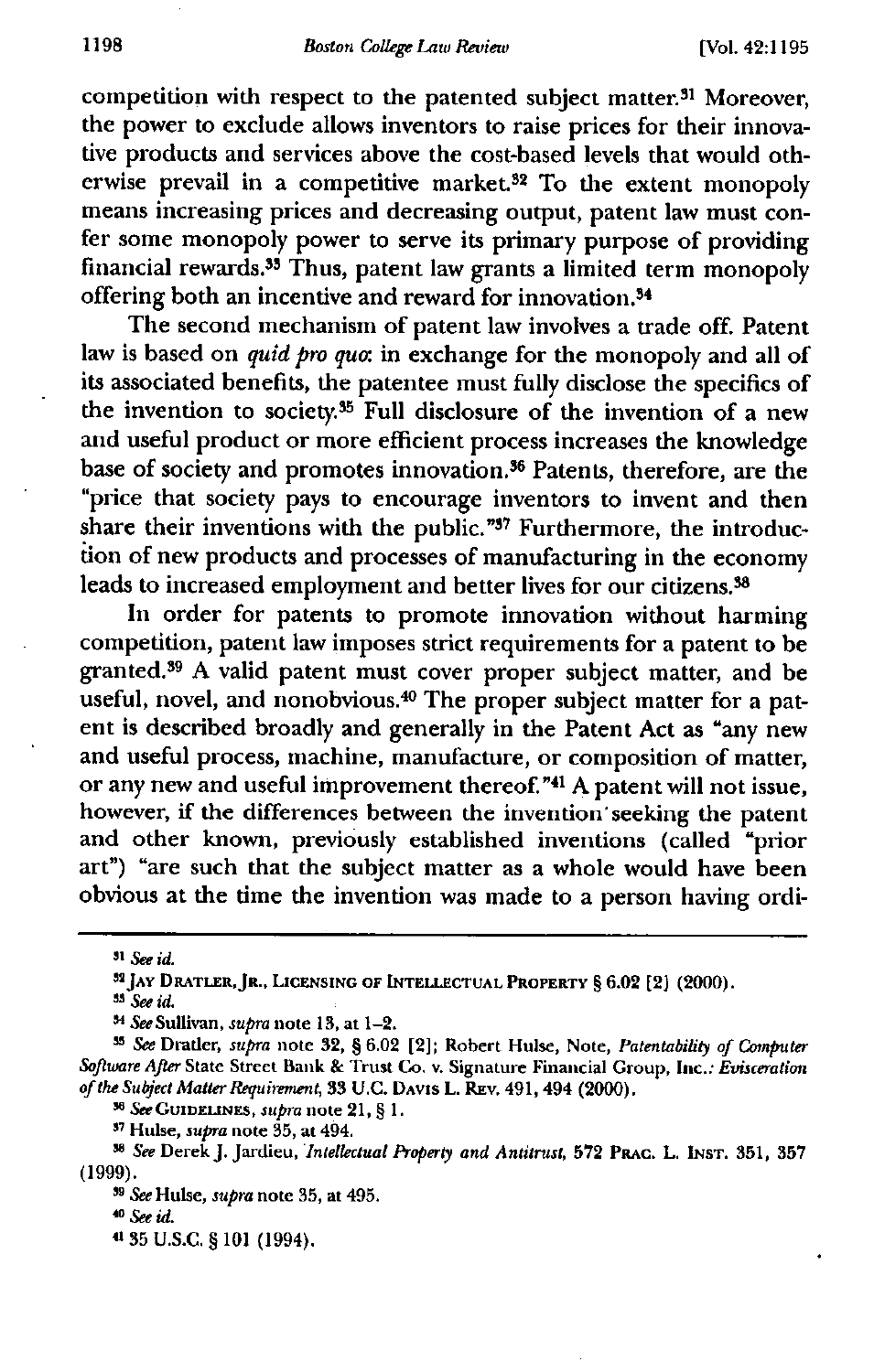competition with respect to the patented subject matter.[31] Moreover, the power to exclude allows inventors to raise prices for their innovative products and services above the cost-based levels that would otherwise prevail in a competitive market.[32] To the extent monopoly means increasing prices and decreasing output, patent law must confer some monopoly power to serve its primary purpose of providing financial rewards.[33] Thus, patent law grants a limited term monopoly offering both an incentive and reward for innovation.[34]

The second mechanism of patent law involves a trade off. Patent law is based on *quid pro quo*: in exchange for the monopoly and all of its associated benefits, the patentee must fully disclose the specifics of the invention to society.[35] Full disclosure of the invention of a new and useful product or more efficient process increases the knowledge base of society and promotes innovation.[36] Patents, therefore, are the "price that society pays to encourage inventors to invent and then share their inventions with the public."[37] Furthermore, the introduction of new products and processes of manufacturing in the economy leads to increased employment and better lives for our citizens.[38]

In order for patents to promote innovation without harming competition, patent law imposes strict requirements for a patent to be granted.[39] A valid patent must cover proper subject matter, and be useful, novel, and nonobvious.[40] The proper subject matter for a patent is described broadly and generally in the Patent Act as "any new and useful process, machine, manufacture, or composition of matter, or any new and useful improvement thereof."[41] A patent will not issue, however, if the differences between the invention seeking the patent and other known, previously established inventions (called "prior art") "are such that the subject matter as a whole would have been obvious at the time the invention was made to a person having ordi-

---

[31] *See id.*

[32] JAY DRATLER, JR., LICENSING OF INTELLECTUAL PROPERTY § 6.02 [2] (2000).

[33] *See id.*

[34] *See* Sullivan, *supra* note 13, at 1–2.

[35] *See* Dratler, *supra* note 32, § 6.02 [2]; Robert Hulse, Note, *Patentability of Computer Software After* State Street Bank & Trust Co. v. Signature Financial Group, Inc.: *Evisceration of the Subject Matter Requirement*, 33 U.C. DAVIS L. REV. 491, 494 (2000).

[36] *See* GUIDELINES, *supra* note 21, § 1.

[37] Hulse, *supra* note 35, at 494.

[38] *See* Derek J. Jardieu, *Intellectual Property and Antitrust*, 572 PRAC. L. INST. 351, 357 (1999).

[39] *See* Hulse, *supra* note 35, at 495.

[40] *See id.*

[41] 35 U.S.C. § 101 (1994).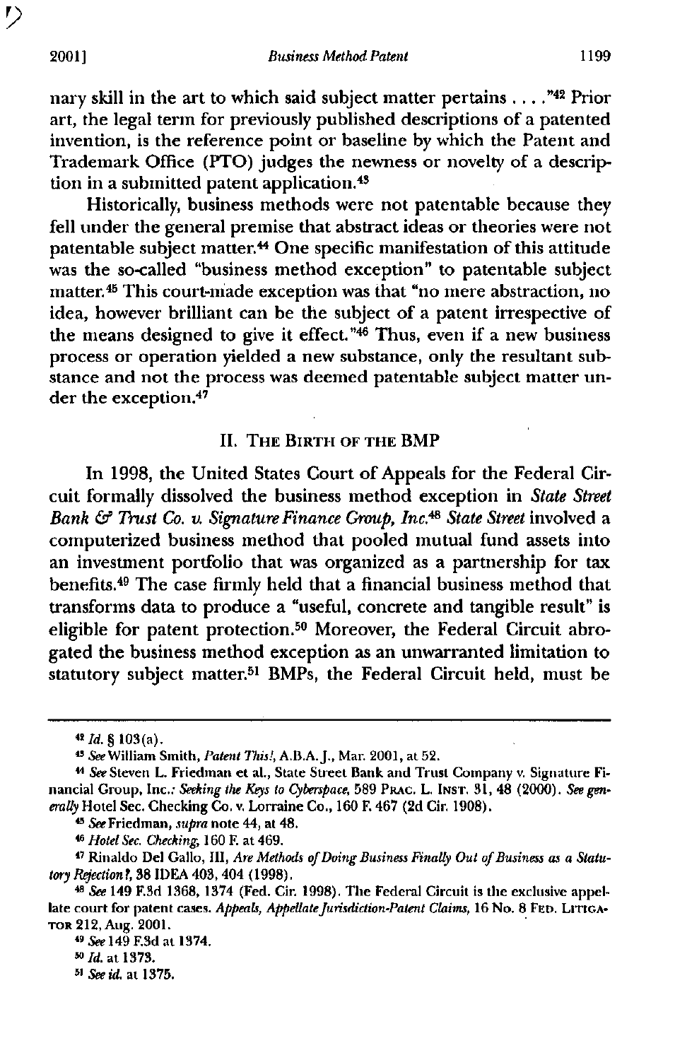nary skill in the art to which said subject matter pertains . . . ."[42] Prior art, the legal term for previously published descriptions of a patented invention, is the reference point or baseline by which the Patent and Trademark Office (PTO) judges the newness or novelty of a description in a submitted patent application.[43]

Historically, business methods were not patentable because they fell under the general premise that abstract ideas or theories were not patentable subject matter.[44] One specific manifestation of this attitude was the so-called "business method exception" to patentable subject matter.[45] This court-made exception was that "no mere abstraction, no idea, however brilliant can be the subject of a patent irrespective of the means designed to give it effect."[46] Thus, even if a new business process or operation yielded a new substance, only the resultant substance and not the process was deemed patentable subject matter under the exception.[47]

## II. The Birth of the BMP

In 1998, the United States Court of Appeals for the Federal Circuit formally dissolved the business method exception in *State Street Bank & Trust Co. v. Signature Finance Group, Inc.*[48] *State Street* involved a computerized business method that pooled mutual fund assets into an investment portfolio that was organized as a partnership for tax benefits.[49] The case firmly held that a financial business method that transforms data to produce a "useful, concrete and tangible result" is eligible for patent protection.[50] Moreover, the Federal Circuit abrogated the business method exception as an unwarranted limitation to statutory subject matter.[51] BMPs, the Federal Circuit held, must be

---

[42] *Id.* § 103(a).

[43] *See* William Smith, *Patent This!*, A.B.A. J., Mar. 2001, at 52.

[44] *See* Steven L. Friedman et al., State Street Bank and Trust Company v. Signature Financial Group, Inc.: *Seeking the Keys to Cyberspace*, 589 Prac. L. Inst. 31, 48 (2000). *See generally* Hotel Sec. Checking Co. v. Lorraine Co., 160 F. 467 (2d Cir. 1908).

[45] *See* Friedman, *supra* note 44, at 48.

[46] *Hotel Sec. Checking*, 160 F. at 469.

[47] Rinaldo Del Gallo, III, *Are Methods of Doing Business Finally Out of Business as a Statutory Rejection?*, 38 IDEA 403, 404 (1998).

[48] *See* 149 F.3d 1368, 1374 (Fed. Cir. 1998). The Federal Circuit is the exclusive appellate court for patent cases. *Appeals, Appellate Jurisdiction-Patent Claims*, 16 No. 8 Fed. Litigator 212, Aug. 2001.

[49] *See* 149 F.3d at 1374.

[50] *Id.* at 1373.

[51] *See id.* at 1375.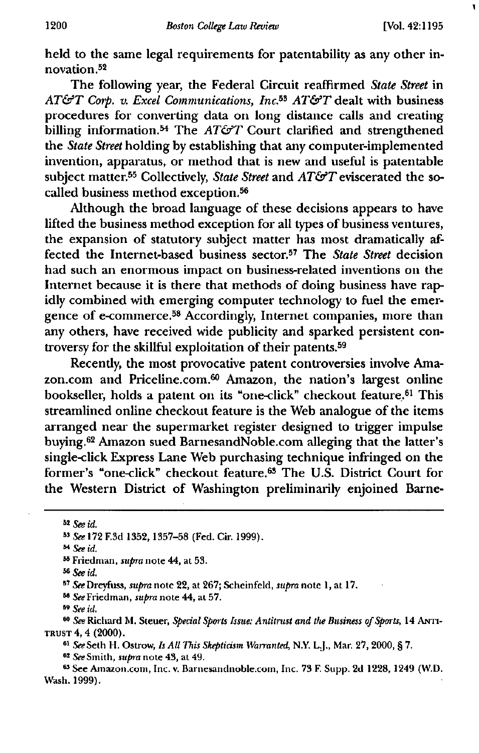held to the same legal requirements for patentability as any other innovation.[52]

The following year, the Federal Circuit reaffirmed *State Street* in *AT&T Corp. v. Excel Communications, Inc.*[53] *AT&T* dealt with business procedures for converting data on long distance calls and creating billing information.[54] The *AT&T* Court clarified and strengthened the *State Street* holding by establishing that any computer-implemented invention, apparatus, or method that is new and useful is patentable subject matter.[55] Collectively, *State Street* and *AT&T* eviscerated the so-called business method exception.[56]

Although the broad language of these decisions appears to have lifted the business method exception for all types of business ventures, the expansion of statutory subject matter has most dramatically affected the Internet-based business sector.[57] The *State Street* decision had such an enormous impact on business-related inventions on the Internet because it is there that methods of doing business have rapidly combined with emerging computer technology to fuel the emergence of e-commerce.[58] Accordingly, Internet companies, more than any others, have received wide publicity and sparked persistent controversy for the skillful exploitation of their patents.[59]

Recently, the most provocative patent controversies involve Amazon.com and Priceline.com.[60] Amazon, the nation's largest online bookseller, holds a patent on its "one-click" checkout feature.[61] This streamlined online checkout feature is the Web analogue of the items arranged near the supermarket register designed to trigger impulse buying.[62] Amazon sued BarnesandNoble.com alleging that the latter's single-click Express Lane Web purchasing technique infringed on the former's "one-click" checkout feature.[63] The U.S. District Court for the Western District of Washington preliminarily enjoined Barne-

---

[52] *See id.*

[53] *See* 172 F.3d 1352, 1357–58 (Fed. Cir. 1999).

[54] *See id.*

[55] Friedman, *supra* note 44, at 53.

[56] *See id.*

[57] *See* Dreyfuss, *supra* note 22, at 267; Scheinfeld, *supra* note 1, at 17.

[58] *See* Friedman, *supra* note 44, at 57.

[59] *See id.*

[60] *See* Richard M. Steuer, *Special Sports Issue: Antitrust and the Business of Sports*, 14 ANTITRUST 4, 4 (2000).

[61] *See* Seth H. Ostrow, *Is All This Skepticism Warranted*, N.Y. L.J., Mar. 27, 2000, § 7.

[62] *See* Smith, *supra* note 43, at 49.

[63] See Amazon.com, Inc. v. Barnesandnoble.com, Inc. 73 F. Supp. 2d 1228, 1249 (W.D. Wash. 1999).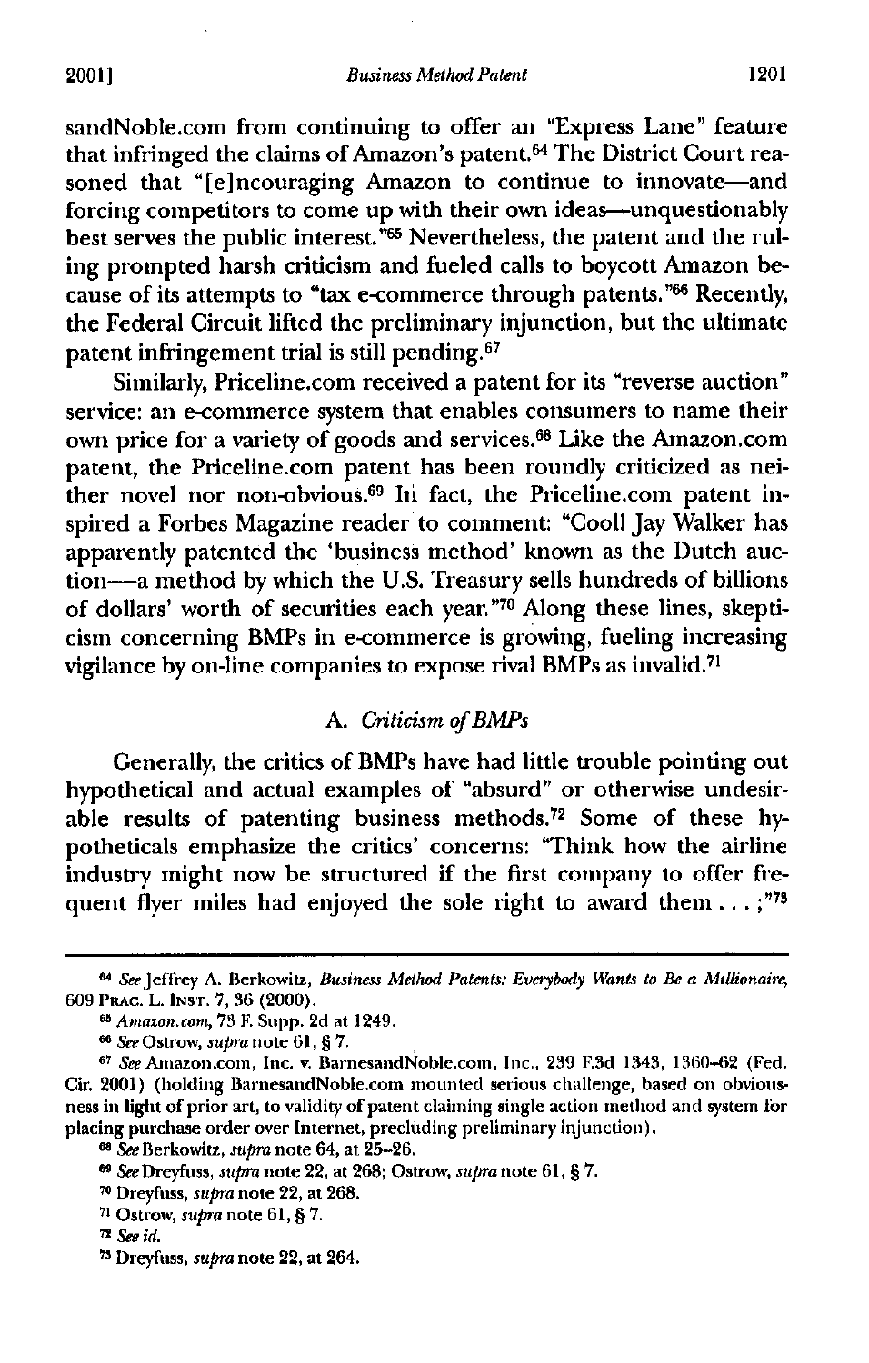sandNoble.com from continuing to offer an "Express Lane" feature that infringed the claims of Amazon's patent.[64] The District Court reasoned that "[e]ncouraging Amazon to continue to innovate—and forcing competitors to come up with their own ideas—unquestionably best serves the public interest."[65] Nevertheless, the patent and the ruling prompted harsh criticism and fueled calls to boycott Amazon because of its attempts to "tax e-commerce through patents."[66] Recently, the Federal Circuit lifted the preliminary injunction, but the ultimate patent infringement trial is still pending.[67]

Similarly, Priceline.com received a patent for its "reverse auction" service: an e-commerce system that enables consumers to name their own price for a variety of goods and services.[68] Like the Amazon.com patent, the Priceline.com patent has been roundly criticized as neither novel nor non-obvious.[69] In fact, the Priceline.com patent inspired a Forbes Magazine reader to comment: "Cool! Jay Walker has apparently patented the 'business method' known as the Dutch auction—a method by which the U.S. Treasury sells hundreds of billions of dollars' worth of securities each year."[70] Along these lines, skepticism concerning BMPs in e-commerce is growing, fueling increasing vigilance by on-line companies to expose rival BMPs as invalid.[71]

### A. *Criticism of BMPs*

Generally, the critics of BMPs have had little trouble pointing out hypothetical and actual examples of "absurd" or otherwise undesirable results of patenting business methods.[72] Some of these hypotheticals emphasize the critics' concerns: "Think how the airline industry might now be structured if the first company to offer frequent flyer miles had enjoyed the sole right to award them . . . ;"[73]

---

[64] *See* Jeffrey A. Berkowitz, *Business Method Patents: Everybody Wants to Be a Millionaire*, 609 PRAC. L. INST. 7, 36 (2000).

[65] *Amazon.com*, 73 F. Supp. 2d at 1249.

[66] *See* Ostrow, *supra* note 61, § 7.

[67] *See* Amazon.com, Inc. v. BarnesandNoble.com, Inc., 239 F.3d 1343, 1360–62 (Fed. Cir. 2001) (holding BarnesandNoble.com mounted serious challenge, based on obviousness in light of prior art, to validity of patent claiming single action method and system for placing purchase order over Internet, precluding preliminary injunction).

[68] *See* Berkowitz, *supra* note 64, at 25–26.

[69] *See* Dreyfuss, *supra* note 22, at 268; Ostrow, *supra* note 61, § 7.

[70] Dreyfuss, *supra* note 22, at 268.

[71] Ostrow, *supra* note 61, § 7.

[72] *See id.*

[73] Dreyfuss, *supra* note 22, at 264.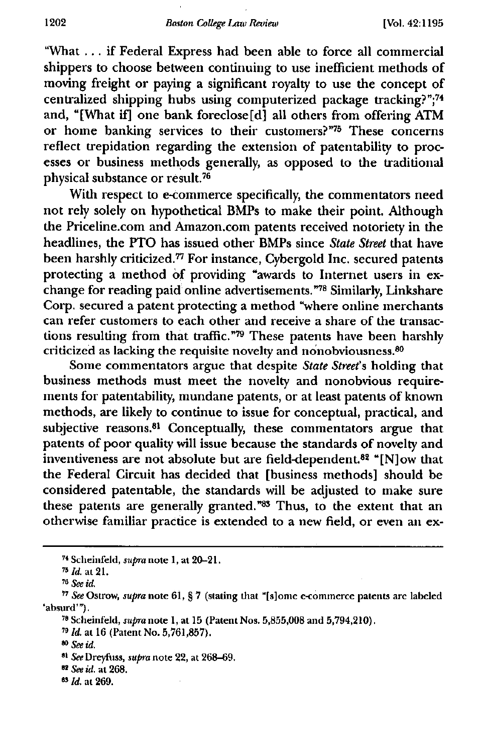"What . . . if Federal Express had been able to force all commercial shippers to choose between continuing to use inefficient methods of moving freight or paying a significant royalty to use the concept of centralized shipping hubs using computerized package tracking?";[74] and, "[What if] one bank foreclose[d] all others from offering ATM or home banking services to their customers?"[75] These concerns reflect trepidation regarding the extension of patentability to processes or business methods generally, as opposed to the traditional physical substance or result.[76]

With respect to e-commerce specifically, the commentators need not rely solely on hypothetical BMPs to make their point. Although the Priceline.com and Amazon.com patents received notoriety in the headlines, the PTO has issued other BMPs since *State Street* that have been harshly criticized.[77] For instance, Cybergold Inc. secured patents protecting a method of providing "awards to Internet users in exchange for reading paid online advertisements."[78] Similarly, Linkshare Corp. secured a patent protecting a method "where online merchants can refer customers to each other and receive a share of the transactions resulting from that traffic."[79] These patents have been harshly criticized as lacking the requisite novelty and nonobviousness.[80]

Some commentators argue that despite *State Street*'s holding that business methods must meet the novelty and nonobvious requirements for patentability, mundane patents, or at least patents of known methods, are likely to continue to issue for conceptual, practical, and subjective reasons.[81] Conceptually, these commentators argue that patents of poor quality will issue because the standards of novelty and inventiveness are not absolute but are field-dependent.[82] "[N]ow that the Federal Circuit has decided that [business methods] should be considered patentable, the standards will be adjusted to make sure these patents are generally granted."[83] Thus, to the extent that an otherwise familiar practice is extended to a new field, or even an ex-

---

[74] Scheinfeld, *supra* note 1, at 20–21.

[75] *Id.* at 21.

[76] *See id.*

[77] *See* Ostrow, *supra* note 61, § 7 (stating that "[s]ome e-commerce patents are labeled 'absurd'").

[78] Scheinfeld, *supra* note 1, at 15 (Patent Nos. 5,855,008 and 5,794,210).

[79] *Id.* at 16 (Patent No. 5,761,857).

[80] *See id.*

[81] *See* Dreyfuss, *supra* note 22, at 268–69.

[82] *See id.* at 268.

[83] *Id.* at 269.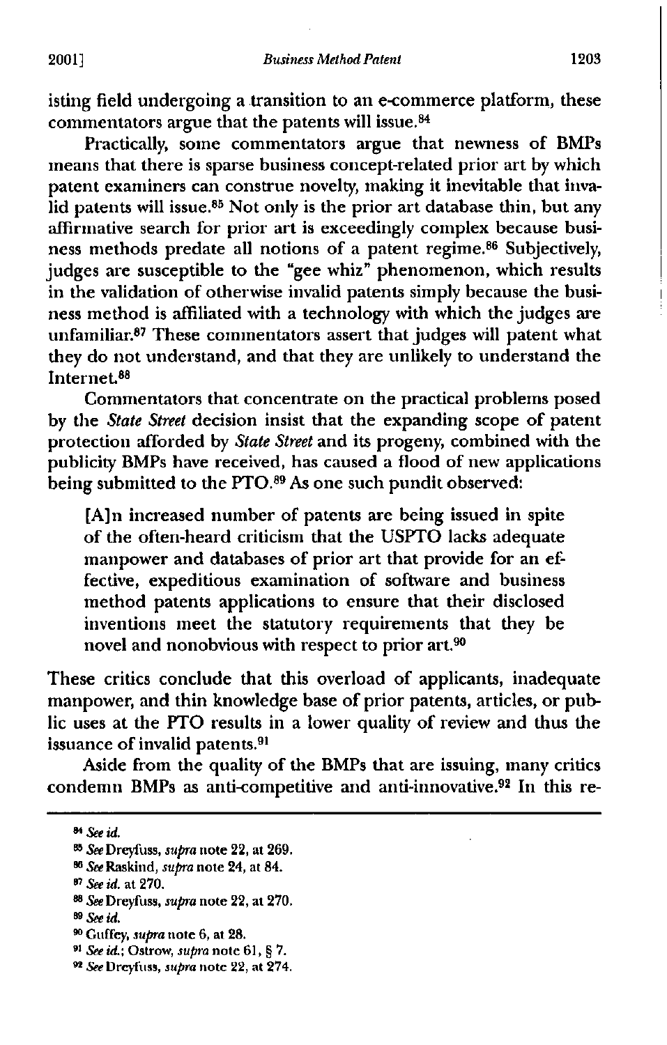isting field undergoing a transition to an e-commerce platform, these commentators argue that the patents will issue.[84]

Practically, some commentators argue that newness of BMPs means that there is sparse business concept-related prior art by which patent examiners can construe novelty, making it inevitable that invalid patents will issue.[85] Not only is the prior art database thin, but any affirmative search for prior art is exceedingly complex because business methods predate all notions of a patent regime.[86] Subjectively, judges are susceptible to the "gee whiz" phenomenon, which results in the validation of otherwise invalid patents simply because the business method is affiliated with a technology with which the judges are unfamiliar.[87] These commentators assert that judges will patent what they do not understand, and that they are unlikely to understand the Internet.[88]

Commentators that concentrate on the practical problems posed by the *State Street* decision insist that the expanding scope of patent protection afforded by *State Street* and its progeny, combined with the publicity BMPs have received, has caused a flood of new applications being submitted to the PTO.[89] As one such pundit observed:

> [A]n increased number of patents are being issued in spite of the often-heard criticism that the USPTO lacks adequate manpower and databases of prior art that provide for an effective, expeditious examination of software and business method patents applications to ensure that their disclosed inventions meet the statutory requirements that they be novel and nonobvious with respect to prior art.[90]

These critics conclude that this overload of applicants, inadequate manpower, and thin knowledge base of prior patents, articles, or public uses at the PTO results in a lower quality of review and thus the issuance of invalid patents.[91]

Aside from the quality of the BMPs that are issuing, many critics condemn BMPs as anti-competitive and anti-innovative.[92] In this re-

---

[84] *See id.*

[85] *See* Dreyfuss, *supra* note 22, at 269.

[86] *See* Raskind, *supra* note 24, at 84.

[87] *See id.* at 270.

[88] *See* Dreyfuss, *supra* note 22, at 270.

[89] *See id.*

[90] Guffey, *supra* note 6, at 28.

[91] *See id.*; Ostrow, *supra* note 61, § 7.

[92] *See* Dreyfuss, *supra* note 22, at 274.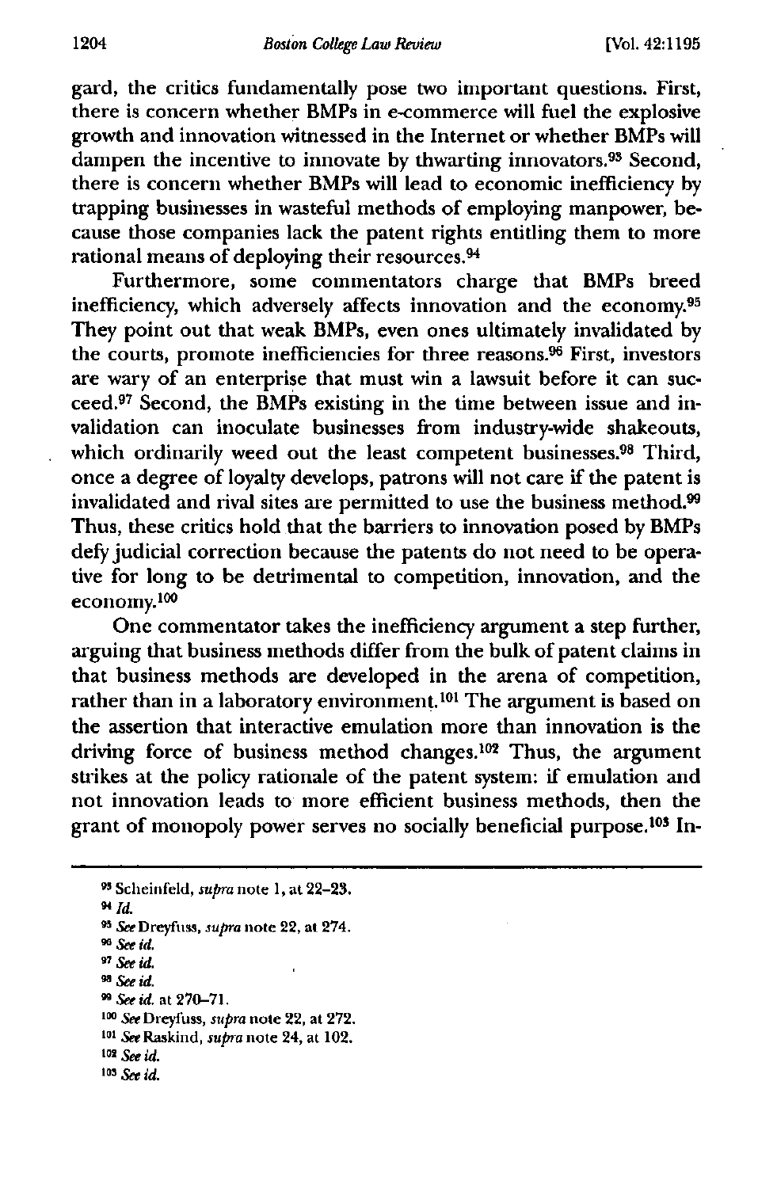gard, the critics fundamentally pose two important questions. First, there is concern whether BMPs in e-commerce will fuel the explosive growth and innovation witnessed in the Internet or whether BMPs will dampen the incentive to innovate by thwarting innovators.[93] Second, there is concern whether BMPs will lead to economic inefficiency by trapping businesses in wasteful methods of employing manpower, because those companies lack the patent rights entitling them to more rational means of deploying their resources.[94]

Furthermore, some commentators charge that BMPs breed inefficiency, which adversely affects innovation and the economy.[95] They point out that weak BMPs, even ones ultimately invalidated by the courts, promote inefficiencies for three reasons.[96] First, investors are wary of an enterprise that must win a lawsuit before it can succeed.[97] Second, the BMPs existing in the time between issue and invalidation can inoculate businesses from industry-wide shakeouts, which ordinarily weed out the least competent businesses.[98] Third, once a degree of loyalty develops, patrons will not care if the patent is invalidated and rival sites are permitted to use the business method.[99] Thus, these critics hold that the barriers to innovation posed by BMPs defy judicial correction because the patents do not need to be operative for long to be detrimental to competition, innovation, and the economy.[100]

One commentator takes the inefficiency argument a step further, arguing that business methods differ from the bulk of patent claims in that business methods are developed in the arena of competition, rather than in a laboratory environment.[101] The argument is based on the assertion that interactive emulation more than innovation is the driving force of business method changes.[102] Thus, the argument strikes at the policy rationale of the patent system: if emulation and not innovation leads to more efficient business methods, then the grant of monopoly power serves no socially beneficial purpose.[103] In-

---

[93] Scheinfeld, *supra* note 1, at 22–23.

[94] *Id.*

[95] *See* Dreyfuss, *supra* note 22, at 274.

[96] *See id.*

[97] *See id.*

[98] *See id.*

[99] *See id.* at 270–71.

[100] *See* Dreyfuss, *supra* note 22, at 272.

[101] *See* Raskind, *supra* note 24, at 102.

[102] *See id.*

[103] *See id.*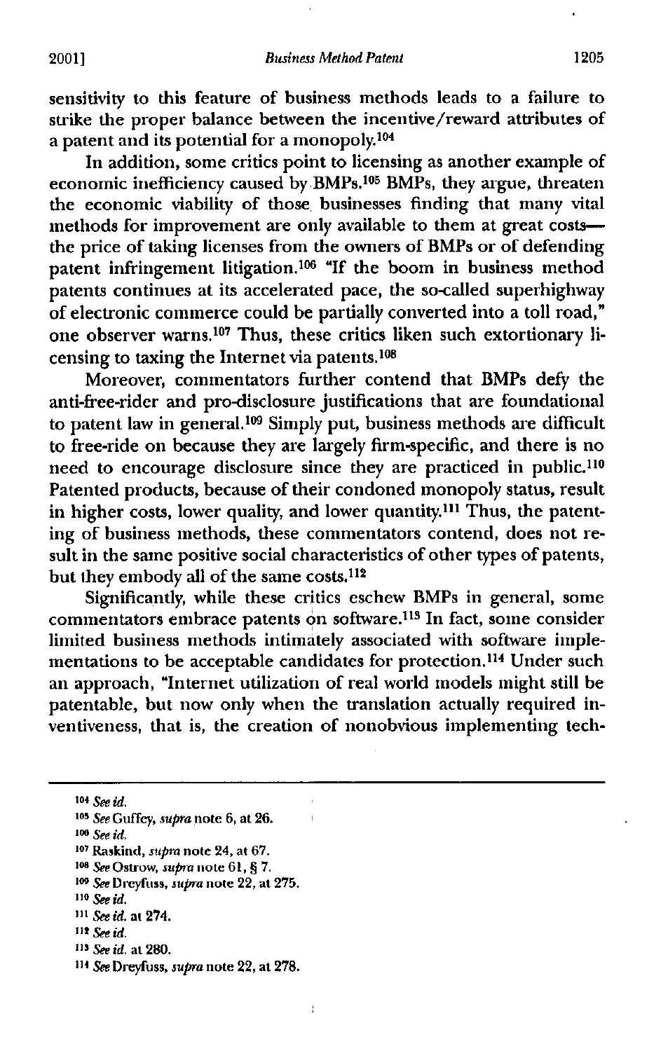sensitivity to this feature of business methods leads to a failure to strike the proper balance between the incentive/reward attributes of a patent and its potential for a monopoly.[104]

In addition, some critics point to licensing as another example of economic inefficiency caused by BMPs.[105] BMPs, they argue, threaten the economic viability of those businesses finding that many vital methods for improvement are only available to them at great costs—the price of taking licenses from the owners of BMPs or of defending patent infringement litigation.[106] "If the boom in business method patents continues at its accelerated pace, the so-called superhighway of electronic commerce could be partially converted into a toll road," one observer warns.[107] Thus, these critics liken such extortionary licensing to taxing the Internet via patents.[108]

Moreover, commentators further contend that BMPs defy the anti-free-rider and pro-disclosure justifications that are foundational to patent law in general.[109] Simply put, business methods are difficult to free-ride on because they are largely firm-specific, and there is no need to encourage disclosure since they are practiced in public.[110] Patented products, because of their condoned monopoly status, result in higher costs, lower quality, and lower quantity.[111] Thus, the patenting of business methods, these commentators contend, does not result in the same positive social characteristics of other types of patents, but they embody all of the same costs.[112]

Significantly, while these critics eschew BMPs in general, some commentators embrace patents on software.[113] In fact, some consider limited business methods intimately associated with software implementations to be acceptable candidates for protection.[114] Under such an approach, "Internet utilization of real world models might still be patentable, but now only when the translation actually required inventiveness, that is, the creation of nonobvious implementing tech-

---

[104] *See id.*

[105] *See* Guffey, *supra* note 6, at 26.

[106] *See id.*

[107] Raskind, *supra* note 24, at 67.

[108] *See* Ostrow, *supra* note 61, § 7.

[109] *See* Dreyfuss, *supra* note 22, at 275.

[110] *See id.*

[111] *See id.* at 274.

[112] *See id.*

[113] *See id.* at 280.

[114] *See* Dreyfuss, *supra* note 22, at 278.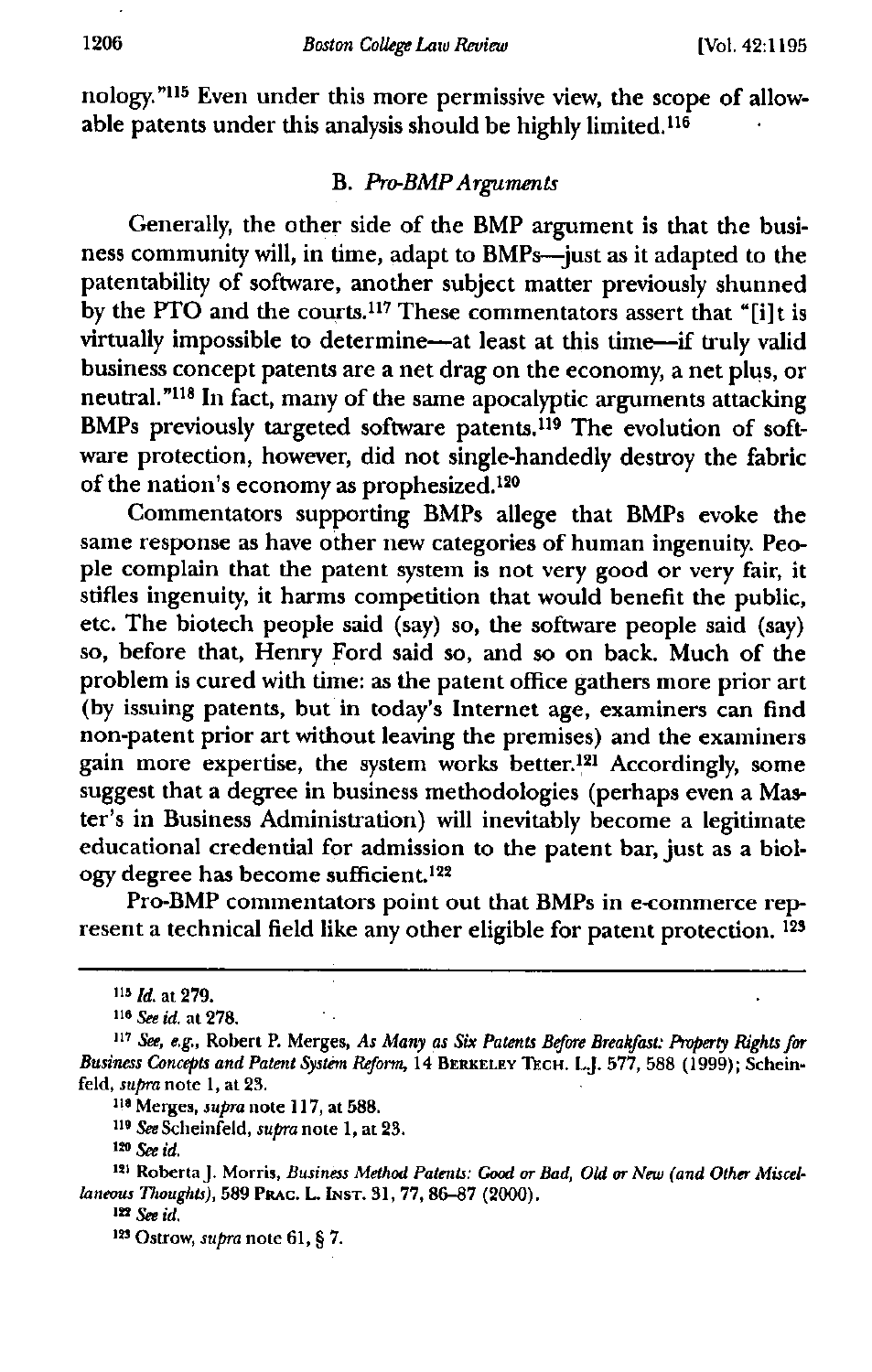nology."[115] Even under this more permissive view, the scope of allowable patents under this analysis should be highly limited.[116]

### B. *Pro-BMP Arguments*

Generally, the other side of the BMP argument is that the business community will, in time, adapt to BMPs—just as it adapted to the patentability of software, another subject matter previously shunned by the PTO and the courts.[117] These commentators assert that "[i]t is virtually impossible to determine—at least at this time—if truly valid business concept patents are a net drag on the economy, a net plus, or neutral."[118] In fact, many of the same apocalyptic arguments attacking BMPs previously targeted software patents.[119] The evolution of software protection, however, did not single-handedly destroy the fabric of the nation's economy as prophesized.[120]

Commentators supporting BMPs allege that BMPs evoke the same response as have other new categories of human ingenuity. People complain that the patent system is not very good or very fair, it stifles ingenuity, it harms competition that would benefit the public, etc. The biotech people said (say) so, the software people said (say) so, before that, Henry Ford said so, and so on back. Much of the problem is cured with time: as the patent office gathers more prior art (by issuing patents, but in today's Internet age, examiners can find non-patent prior art without leaving the premises) and the examiners gain more expertise, the system works better.[121] Accordingly, some suggest that a degree in business methodologies (perhaps even a Master's in Business Administration) will inevitably become a legitimate educational credential for admission to the patent bar, just as a biology degree has become sufficient.[122]

Pro-BMP commentators point out that BMPs in e-commerce represent a technical field like any other eligible for patent protection. [123]

---

[115] *Id.* at 279.

[116] *See id.* at 278.

[117] *See, e.g.*, Robert P. Merges, *As Many as Six Patents Before Breakfast: Property Rights for Business Concepts and Patent System Reform*, 14 BERKELEY TECH. L.J. 577, 588 (1999); Scheinfeld, *supra* note 1, at 23.

[118] Merges, *supra* note 117, at 588.

[119] *See* Scheinfeld, *supra* note 1, at 23.

[120] *See id.*

[121] Roberta J. Morris, *Business Method Patents: Good or Bad, Old or New (and Other Miscellaneous Thoughts)*, 589 PRAC. L. INST. 31, 77, 86–87 (2000).

[122] *See id.*

[123] Ostrow, *supra* note 61, § 7.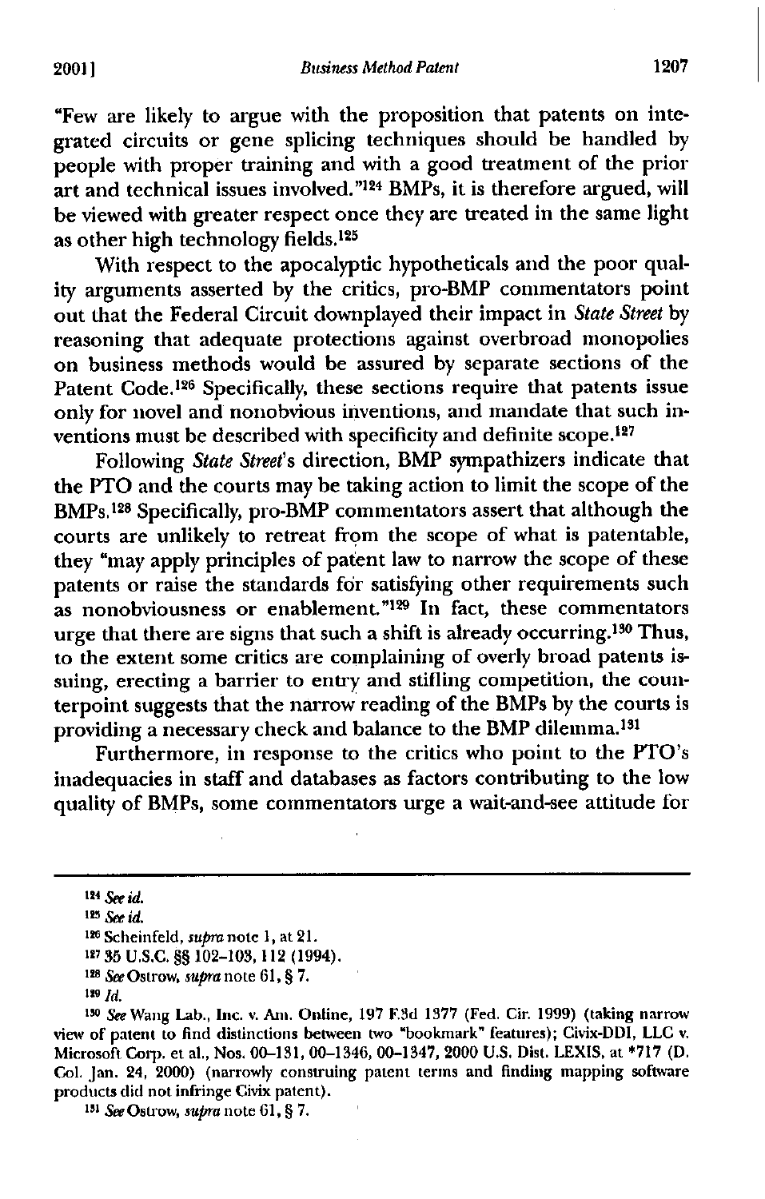"Few are likely to argue with the proposition that patents on integrated circuits or gene splicing techniques should be handled by people with proper training and with a good treatment of the prior art and technical issues involved."[124] BMPs, it is therefore argued, will be viewed with greater respect once they are treated in the same light as other high technology fields.[125]

With respect to the apocalyptic hypotheticals and the poor quality arguments asserted by the critics, pro-BMP commentators point out that the Federal Circuit downplayed their impact in *State Street* by reasoning that adequate protections against overbroad monopolies on business methods would be assured by separate sections of the Patent Code.[126] Specifically, these sections require that patents issue only for novel and nonobvious inventions, and mandate that such inventions must be described with specificity and definite scope.[127]

Following *State Street*'s direction, BMP sympathizers indicate that the PTO and the courts may be taking action to limit the scope of the BMPs.[128] Specifically, pro-BMP commentators assert that although the courts are unlikely to retreat from the scope of what is patentable, they "may apply principles of patent law to narrow the scope of these patents or raise the standards for satisfying other requirements such as nonobviousness or enablement."[129] In fact, these commentators urge that there are signs that such a shift is already occurring.[130] Thus, to the extent some critics are complaining of overly broad patents issuing, erecting a barrier to entry and stifling competition, the counterpoint suggests that the narrow reading of the BMPs by the courts is providing a necessary check and balance to the BMP dilemma.[131]

Furthermore, in response to the critics who point to the PTO's inadequacies in staff and databases as factors contributing to the low quality of BMPs, some commentators urge a wait-and-see attitude for

---

[124] *See id.*

[125] *See id.*

[126] Scheinfeld, *supra* note 1, at 21.

[127] 35 U.S.C. §§ 102–103, 112 (1994).

[128] *See* Ostrow, *supra* note 61, § 7.

[129] *Id.*

[130] *See* Wang Lab., Inc. v. Am. Online, 197 F.3d 1377 (Fed. Cir. 1999) (taking narrow view of patent to find distinctions between two "bookmark" features); Civix-DDI, LLC v. Microsoft Corp. et al., Nos. 00–131, 00–1346, 00–1347, 2000 U.S. Dist. LEXIS, at *717 (D. Col. Jan. 24, 2000) (narrowly construing patent terms and finding mapping software products did not infringe Civix patent).

[131] *See* Ostrow, *supra* note 61, § 7.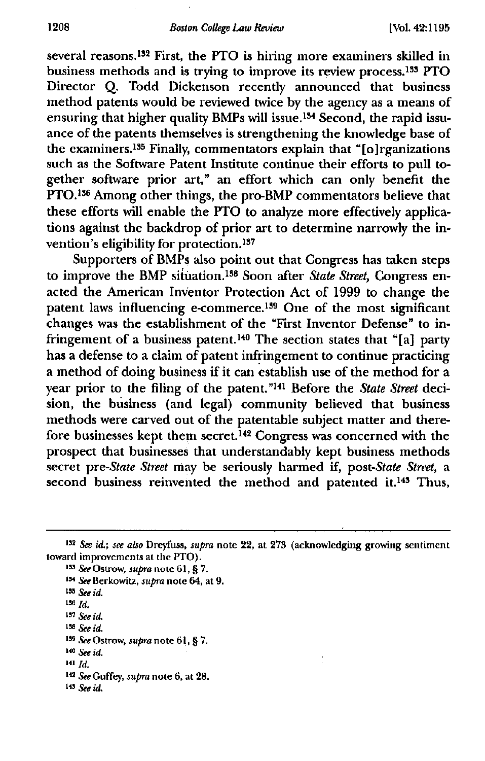several reasons.[132] First, the PTO is hiring more examiners skilled in business methods and is trying to improve its review process.[133] PTO Director Q. Todd Dickenson recently announced that business method patents would be reviewed twice by the agency as a means of ensuring that higher quality BMPs will issue.[134] Second, the rapid issuance of the patents themselves is strengthening the knowledge base of the examiners.[135] Finally, commentators explain that "[o]rganizations such as the Software Patent Institute continue their efforts to pull together software prior art," an effort which can only benefit the PTO.[136] Among other things, the pro-BMP commentators believe that these efforts will enable the PTO to analyze more effectively applications against the backdrop of prior art to determine narrowly the invention's eligibility for protection.[137]

Supporters of BMPs also point out that Congress has taken steps to improve the BMP situation.[138] Soon after *State Street*, Congress enacted the American Inventor Protection Act of 1999 to change the patent laws influencing e-commerce.[139] One of the most significant changes was the establishment of the "First Inventor Defense" to infringement of a business patent.[140] The section states that "[a] party has a defense to a claim of patent infringement to continue practicing a method of doing business if it can establish use of the method for a year prior to the filing of the patent."[141] Before the *State Street* decision, the business (and legal) community believed that business methods were carved out of the patentable subject matter and therefore businesses kept them secret.[142] Congress was concerned with the prospect that businesses that understandably kept business methods secret pre-*State Street* may be seriously harmed if, post-*State Street*, a second business reinvented the method and patented it.[143] Thus,

---

[132] *See id.*; *see also* Dreyfuss, *supra* note 22, at 273 (acknowledging growing sentiment toward improvements at the PTO).

[133] *See* Ostrow, *supra* note 61, § 7.

[134] *See* Berkowitz, *supra* note 64, at 9.

[135] *See id.*

[136] *Id.*

[137] *See id.*

[138] *See id.*

[139] *See* Ostrow, *supra* note 61, § 7.

[140] *See id.*

[141] *Id.*

[142] *See* Guffey, *supra* note 6, at 28.

[143] *See id.*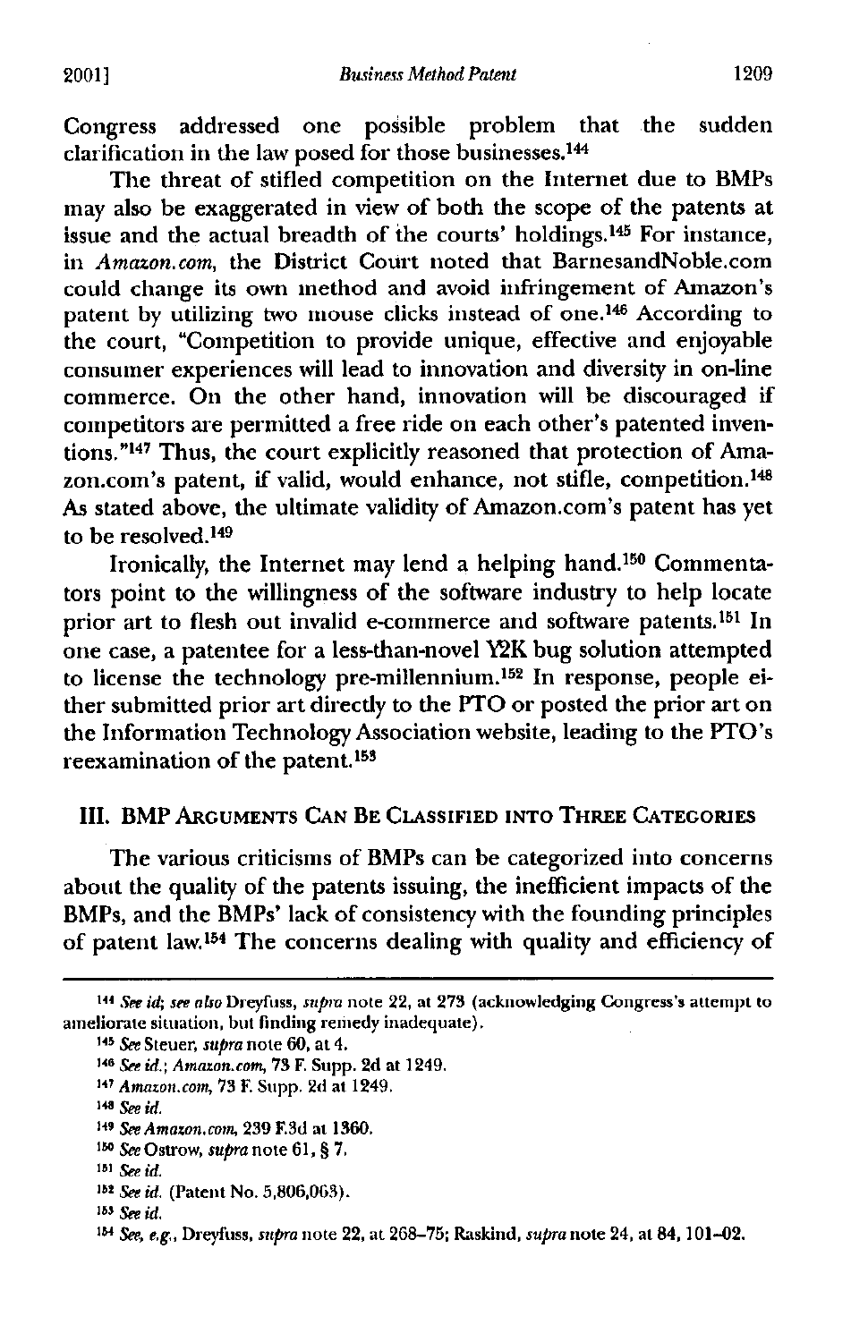Congress addressed one possible problem that the sudden clarification in the law posed for those businesses.[144]

The threat of stifled competition on the Internet due to BMPs may also be exaggerated in view of both the scope of the patents at issue and the actual breadth of the courts' holdings.[145] For instance, in *Amazon.com*, the District Court noted that BarnesandNoble.com could change its own method and avoid infringement of Amazon's patent by utilizing two mouse clicks instead of one.[146] According to the court, "Competition to provide unique, effective and enjoyable consumer experiences will lead to innovation and diversity in on-line commerce. On the other hand, innovation will be discouraged if competitors are permitted a free ride on each other's patented inventions."[147] Thus, the court explicitly reasoned that protection of Amazon.com's patent, if valid, would enhance, not stifle, competition.[148] As stated above, the ultimate validity of Amazon.com's patent has yet to be resolved.[149]

Ironically, the Internet may lend a helping hand.[150] Commentators point to the willingness of the software industry to help locate prior art to flesh out invalid e-commerce and software patents.[151] In one case, a patentee for a less-than-novel Y2K bug solution attempted to license the technology pre-millennium.[152] In response, people either submitted prior art directly to the PTO or posted the prior art on the Information Technology Association website, leading to the PTO's reexamination of the patent.[153]

## III. BMP Arguments Can Be Classified into Three Categories

The various criticisms of BMPs can be categorized into concerns about the quality of the patents issuing, the inefficient impacts of the BMPs, and the BMPs' lack of consistency with the founding principles of patent law.[154] The concerns dealing with quality and efficiency of

---

[144] *See id*; *see also* Dreyfuss, *supra* note 22, at 273 (acknowledging Congress's attempt to ameliorate situation, but finding remedy inadequate).

[145] *See* Steuer, *supra* note 60, at 4.

[146] *See id.*; *Amazon.com*, 73 F. Supp. 2d at 1249.

[147] *Amazon.com*, 73 F. Supp. 2d at 1249.

[148] *See id.*

[149] *See Amazon.com*, 239 F.3d at 1360.

[150] *See* Ostrow, *supra* note 61, § 7.

[151] *See id.*

[152] *See id.* (Patent No. 5,806,063).

[153] *See id.*

[154] *See, e.g.*, Dreyfuss, *supra* note 22, at 268–75; Raskind, *supra* note 24, at 84, 101–02.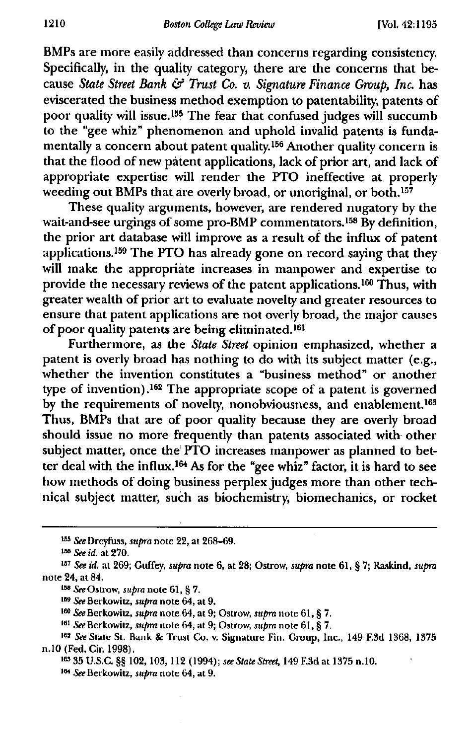BMPs are more easily addressed than concerns regarding consistency. Specifically, in the quality category, there are the concerns that because *State Street Bank & Trust Co. v. Signature Finance Group, Inc.* has eviscerated the business method exemption to patentability, patents of poor quality will issue.[155] The fear that confused judges will succumb to the "gee whiz" phenomenon and uphold invalid patents is fundamentally a concern about patent quality.[156] Another quality concern is that the flood of new patent applications, lack of prior art, and lack of appropriate expertise will render the PTO ineffective at properly weeding out BMPs that are overly broad, or unoriginal, or both.[157]

These quality arguments, however, are rendered nugatory by the wait-and-see urgings of some pro-BMP commentators.[158] By definition, the prior art database will improve as a result of the influx of patent applications.[159] The PTO has already gone on record saying that they will make the appropriate increases in manpower and expertise to provide the necessary reviews of the patent applications.[160] Thus, with greater wealth of prior art to evaluate novelty and greater resources to ensure that patent applications are not overly broad, the major causes of poor quality patents are being eliminated.[161]

Furthermore, as the *State Street* opinion emphasized, whether a patent is overly broad has nothing to do with its subject matter (e.g., whether the invention constitutes a "business method" or another type of invention).[162] The appropriate scope of a patent is governed by the requirements of novelty, nonobviousness, and enablement.[163] Thus, BMPs that are of poor quality because they are overly broad should issue no more frequently than patents associated with other subject matter, once the PTO increases manpower as planned to better deal with the influx.[164] As for the "gee whiz" factor, it is hard to see how methods of doing business perplex judges more than other technical subject matter, such as biochemistry, biomechanics, or rocket

---

[155] *See* Dreyfuss, *supra* note 22, at 268–69.

[156] *See id.* at 270.

[157] *See id.* at 269; Guffey, *supra* note 6, at 28; Ostrow, *supra* note 61, § 7; Raskind, *supra* note 24, at 84.

[158] *See* Ostrow, *supra* note 61, § 7.

[159] *See* Berkowitz, *supra* note 64, at 9.

[160] *See* Berkowitz, *supra* note 64, at 9; Ostrow, *supra* note 61, § 7.

[161] *See* Berkowitz, *supra* note 64, at 9; Ostrow, *supra* note 61, § 7.

[162] *See* State St. Bank & Trust Co. v. Signature Fin. Group, Inc., 149 F.3d 1368, 1375 n.10 (Fed. Cir. 1998).

[163] 35 U.S.C. §§ 102, 103, 112 (1994); *see State Street*, 149 F.3d at 1375 n.10.

[164] *See* Berkowitz, *supra* note 64, at 9.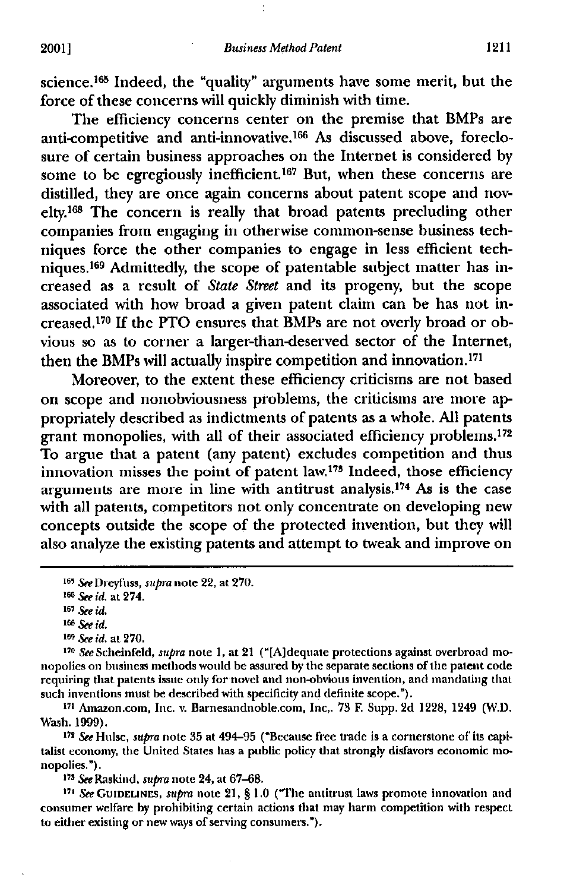science.[165] Indeed, the "quality" arguments have some merit, but the force of these concerns will quickly diminish with time.

The efficiency concerns center on the premise that BMPs are anti-competitive and anti-innovative.[166] As discussed above, foreclosure of certain business approaches on the Internet is considered by some to be egregiously inefficient.[167] But, when these concerns are distilled, they are once again concerns about patent scope and novelty.[168] The concern is really that broad patents precluding other companies from engaging in otherwise common-sense business techniques force the other companies to engage in less efficient techniques.[169] Admittedly, the scope of patentable subject matter has increased as a result of *State Street* and its progeny, but the scope associated with how broad a given patent claim can be has not increased.[170] If the PTO ensures that BMPs are not overly broad or obvious so as to corner a larger-than-deserved sector of the Internet, then the BMPs will actually inspire competition and innovation.[171]

Moreover, to the extent these efficiency criticisms are not based on scope and nonobviousness problems, the criticisms are more appropriately described as indictments of patents as a whole. All patents grant monopolies, with all of their associated efficiency problems.[172] To argue that a patent (any patent) excludes competition and thus innovation misses the point of patent law.[173] Indeed, those efficiency arguments are more in line with antitrust analysis.[174] As is the case with all patents, competitors not only concentrate on developing new concepts outside the scope of the protected invention, but they will also analyze the existing patents and attempt to tweak and improve on

---

[165] *See* Dreyfuss, *supra* note 22, at 270.

[166] *See id.* at 274.

[167] *See id.*

[168] *See id.*

[169] *See id.* at 270.

[170] *See* Scheinfeld, *supra* note 1, at 21 ("[A]dequate protections against overbroad monopolies on business methods would be assured by the separate sections of the patent code requiring that patents issue only for novel and non-obvious invention, and mandating that such inventions must be described with specificity and definite scope.").

[171] Amazon.com, Inc. v. Barnesandnoble.com, Inc,. 73 F. Supp. 2d 1228, 1249 (W.D. Wash. 1999).

[172] *See* Hulse, *supra* note 35 at 494–95 ("Because free trade is a cornerstone of its capitalist economy, the United States has a public policy that strongly disfavors economic monopolies.").

[173] *See* Raskind, *supra* note 24, at 67–68.

[174] *See* GUIDELINES, *supra* note 21, § 1.0 ("The antitrust laws promote innovation and consumer welfare by prohibiting certain actions that may harm competition with respect to either existing or new ways of serving consumers.").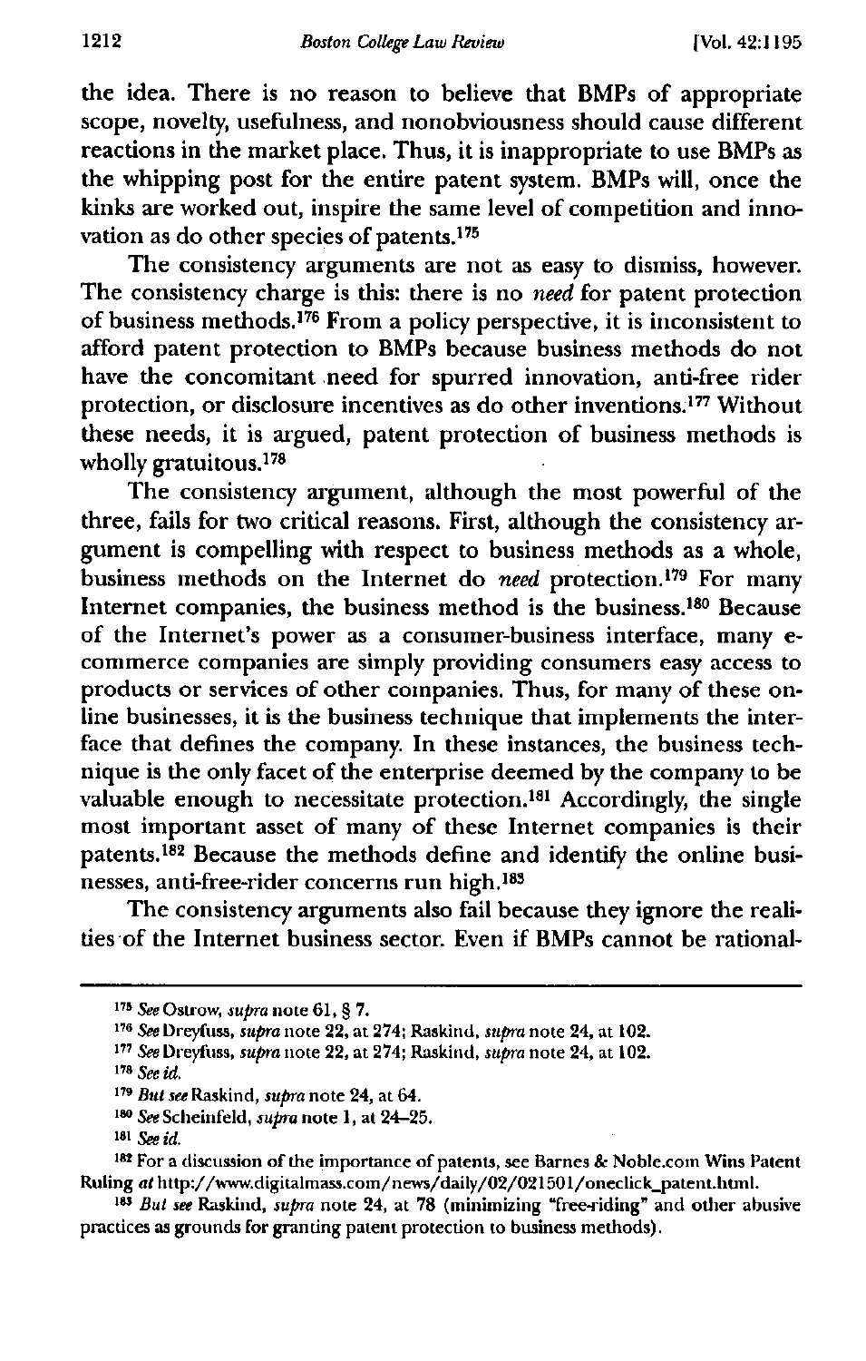the idea. There is no reason to believe that BMPs of appropriate scope, novelty, usefulness, and nonobviousness should cause different reactions in the market place. Thus, it is inappropriate to use BMPs as the whipping post for the entire patent system. BMPs will, once the kinks are worked out, inspire the same level of competition and innovation as do other species of patents.[175]

The consistency arguments are not as easy to dismiss, however. The consistency charge is this: there is no *need* for patent protection of business methods.[176] From a policy perspective, it is inconsistent to afford patent protection to BMPs because business methods do not have the concomitant need for spurred innovation, anti-free rider protection, or disclosure incentives as do other inventions.[177] Without these needs, it is argued, patent protection of business methods is wholly gratuitous.[178]

The consistency argument, although the most powerful of the three, fails for two critical reasons. First, although the consistency argument is compelling with respect to business methods as a whole, business methods on the Internet do *need* protection.[179] For many Internet companies, the business method is the business.[180] Because of the Internet's power as a consumer-business interface, many e-commerce companies are simply providing consumers easy access to products or services of other companies. Thus, for many of these online businesses, it is the business technique that implements the interface that defines the company. In these instances, the business technique is the only facet of the enterprise deemed by the company to be valuable enough to necessitate protection.[181] Accordingly, the single most important asset of many of these Internet companies is their patents.[182] Because the methods define and identify the online businesses, anti-free-rider concerns run high.[183]

The consistency arguments also fail because they ignore the realities of the Internet business sector. Even if BMPs cannot be rational-

---

[175] *See* Ostrow, *supra* note 61, § 7.

[176] *See* Dreyfuss, *supra* note 22, at 274; Raskind, *supra* note 24, at 102.

[177] *See* Dreyfuss, *supra* note 22, at 274; Raskind, *supra* note 24, at 102.

[178] *See id.*

[179] *But see* Raskind, *supra* note 24, at 64.

[180] *See* Scheinfeld, *supra* note 1, at 24–25.

[181] *See id.*

[182] For a discussion of the importance of patents, see Barnes & Noble.com Wins Patent Ruling *at* http://www.digitalmass.com/news/daily/02/021501/oneclick_patent.html.

[183] *But see* Raskind, *supra* note 24, at 78 (minimizing "free-riding" and other abusive practices as grounds for granting patent protection to business methods).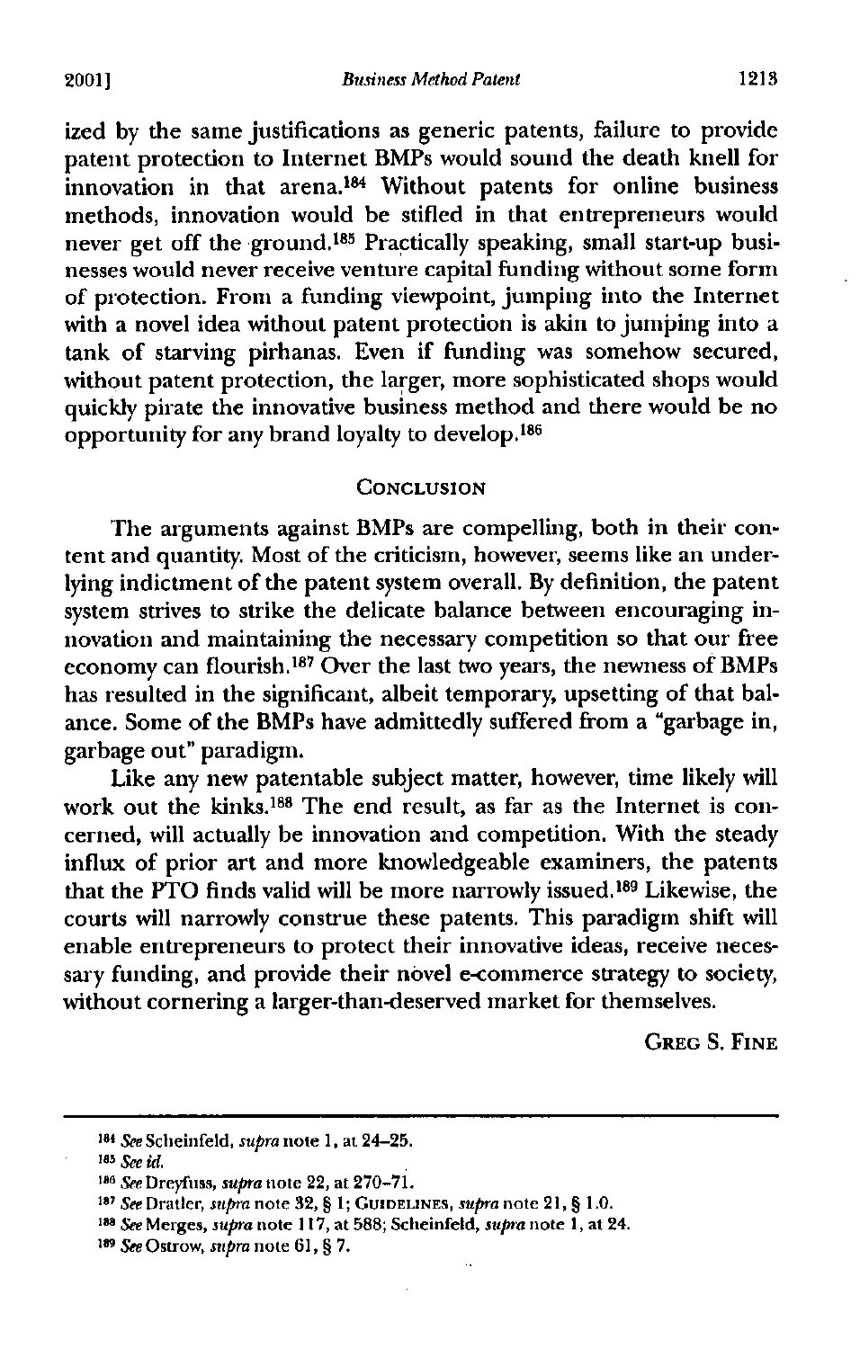ized by the same justifications as generic patents, failure to provide patent protection to Internet BMPs would sound the death knell for innovation in that arena.[184] Without patents for online business methods, innovation would be stifled in that entrepreneurs would never get off the ground.[185] Practically speaking, small start-up businesses would never receive venture capital funding without some form of protection. From a funding viewpoint, jumping into the Internet with a novel idea without patent protection is akin to jumping into a tank of starving pirhanas. Even if funding was somehow secured, without patent protection, the larger, more sophisticated shops would quickly pirate the innovative business method and there would be no opportunity for any brand loyalty to develop.[186]

## Conclusion

The arguments against BMPs are compelling, both in their content and quantity. Most of the criticism, however, seems like an underlying indictment of the patent system overall. By definition, the patent system strives to strike the delicate balance between encouraging innovation and maintaining the necessary competition so that our free economy can flourish.[187] Over the last two years, the newness of BMPs has resulted in the significant, albeit temporary, upsetting of that balance. Some of the BMPs have admittedly suffered from a "garbage in, garbage out" paradigm.

Like any new patentable subject matter, however, time likely will work out the kinks.[188] The end result, as far as the Internet is concerned, will actually be innovation and competition. With the steady influx of prior art and more knowledgeable examiners, the patents that the PTO finds valid will be more narrowly issued.[189] Likewise, the courts will narrowly construe these patents. This paradigm shift will enable entrepreneurs to protect their innovative ideas, receive necessary funding, and provide their novel e-commerce strategy to society, without cornering a larger-than-deserved market for themselves.

Greg S. Fine

---

[184] *See* Scheinfeld, *supra* note 1, at 24–25.

[185] *See id.*

[186] *See* Dreyfuss, *supra* note 22, at 270–71.

[187] *See* Dratler, *supra* note 32, § 1; Guidelines, *supra* note 21, § 1.0.

[188] *See* Merges, *supra* note 117, at 588; Scheinfeld, *supra* note 1, at 24.

[189] *See* Ostrow, *supra* note 61, § 7.